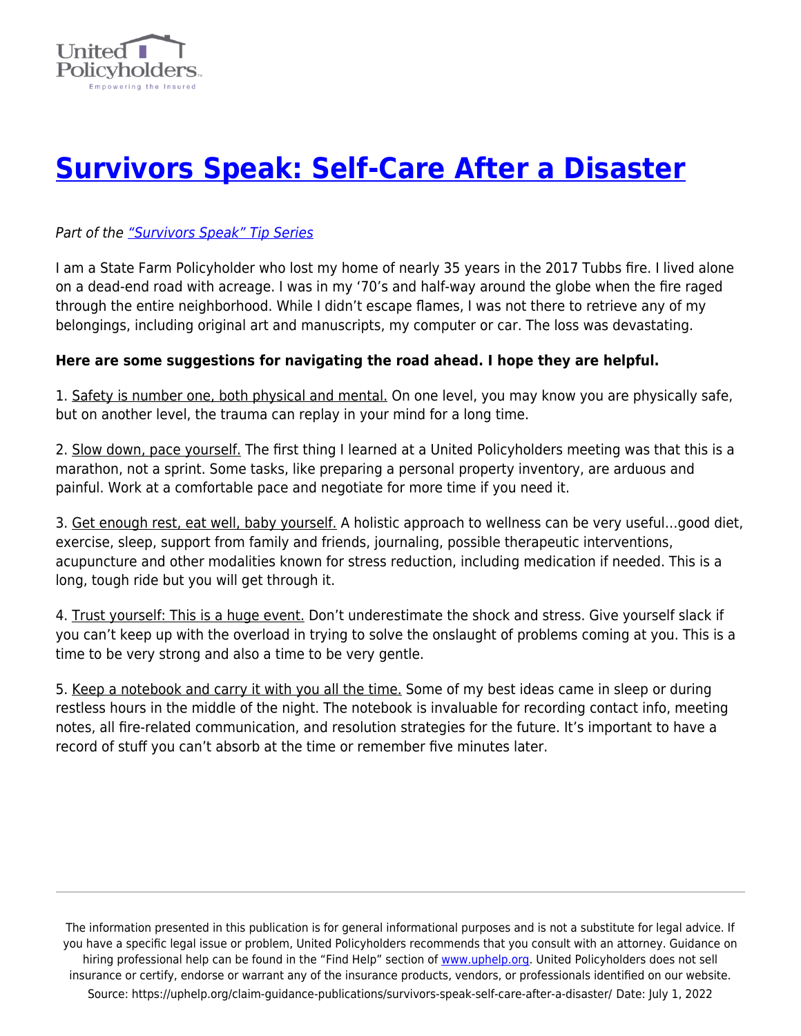# [Survivors Speak: Self-Care After a Disaster](#)

*Part of the ["Survivors Speak" Tip Series](#)*

I am a State Farm Policyholder who lost my home of nearly 35 years in the 2017 Tubbs fire. I lived alone on a dead-end road with acreage. I was in my '70's and half-way around the globe when the fire raged through the entire neighborhood. While I didn't escape flames, I was not there to retrieve any of my belongings, including original art and manuscripts, my computer or car. The loss was devastating.

**Here are some suggestions for navigating the road ahead. I hope they are helpful.**

1. Safety is number one, both physical and mental. On one level, you may know you are physically safe, but on another level, the trauma can replay in your mind for a long time.

2. Slow down, pace yourself. The first thing I learned at a United Policyholders meeting was that this is a marathon, not a sprint. Some tasks, like preparing a personal property inventory, are arduous and painful. Work at a comfortable pace and negotiate for more time if you need it.

3. Get enough rest, eat well, baby yourself. A holistic approach to wellness can be very useful…good diet, exercise, sleep, support from family and friends, journaling, possible therapeutic interventions, acupuncture and other modalities known for stress reduction, including medication if needed. This is a long, tough ride but you will get through it.

4. Trust yourself: This is a huge event. Don't underestimate the shock and stress. Give yourself slack if you can't keep up with the overload in trying to solve the onslaught of problems coming at you. This is a time to be very strong and also a time to be very gentle.

5. Keep a notebook and carry it with you all the time. Some of my best ideas came in sleep or during restless hours in the middle of the night. The notebook is invaluable for recording contact info, meeting notes, all fire-related communication, and resolution strategies for the future. It's important to have a record of stuff you can't absorb at the time or remember five minutes later.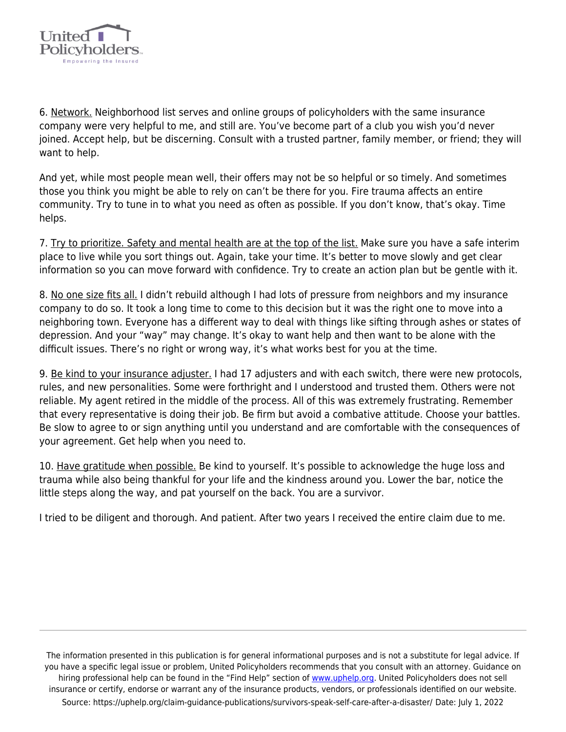6. Network. Neighborhood list serves and online groups of policyholders with the same insurance company were very helpful to me, and still are. You've become part of a club you wish you'd never joined. Accept help, but be discerning. Consult with a trusted partner, family member, or friend; they will want to help.

And yet, while most people mean well, their offers may not be so helpful or so timely. And sometimes those you think you might be able to rely on can't be there for you. Fire trauma affects an entire community. Try to tune in to what you need as often as possible. If you don't know, that's okay. Time helps.

7. Try to prioritize. Safety and mental health are at the top of the list. Make sure you have a safe interim place to live while you sort things out. Again, take your time. It's better to move slowly and get clear information so you can move forward with confidence. Try to create an action plan but be gentle with it.

8. No one size fits all. I didn't rebuild although I had lots of pressure from neighbors and my insurance company to do so. It took a long time to come to this decision but it was the right one to move into a neighboring town. Everyone has a different way to deal with things like sifting through ashes or states of depression. And your "way" may change. It's okay to want help and then want to be alone with the difficult issues. There's no right or wrong way, it's what works best for you at the time.

9. Be kind to your insurance adjuster. I had 17 adjusters and with each switch, there were new protocols, rules, and new personalities. Some were forthright and I understood and trusted them. Others were not reliable. My agent retired in the middle of the process. All of this was extremely frustrating. Remember that every representative is doing their job. Be firm but avoid a combative attitude. Choose your battles. Be slow to agree to or sign anything until you understand and are comfortable with the consequences of your agreement. Get help when you need to.

10. Have gratitude when possible. Be kind to yourself. It's possible to acknowledge the huge loss and trauma while also being thankful for your life and the kindness around you. Lower the bar, notice the little steps along the way, and pat yourself on the back. You are a survivor.

I tried to be diligent and thorough. And patient. After two years I received the entire claim due to me.

---

The information presented in this publication is for general informational purposes and is not a substitute for legal advice. If you have a specific legal issue or problem, United Policyholders recommends that you consult with an attorney. Guidance on hiring professional help can be found in the "Find Help" section of www.uphelp.org. United Policyholders does not sell insurance or certify, endorse or warrant any of the insurance products, vendors, or professionals identified on our website. Source: https://uphelp.org/claim-guidance-publications/survivors-speak-self-care-after-a-disaster/ Date: July 1, 2022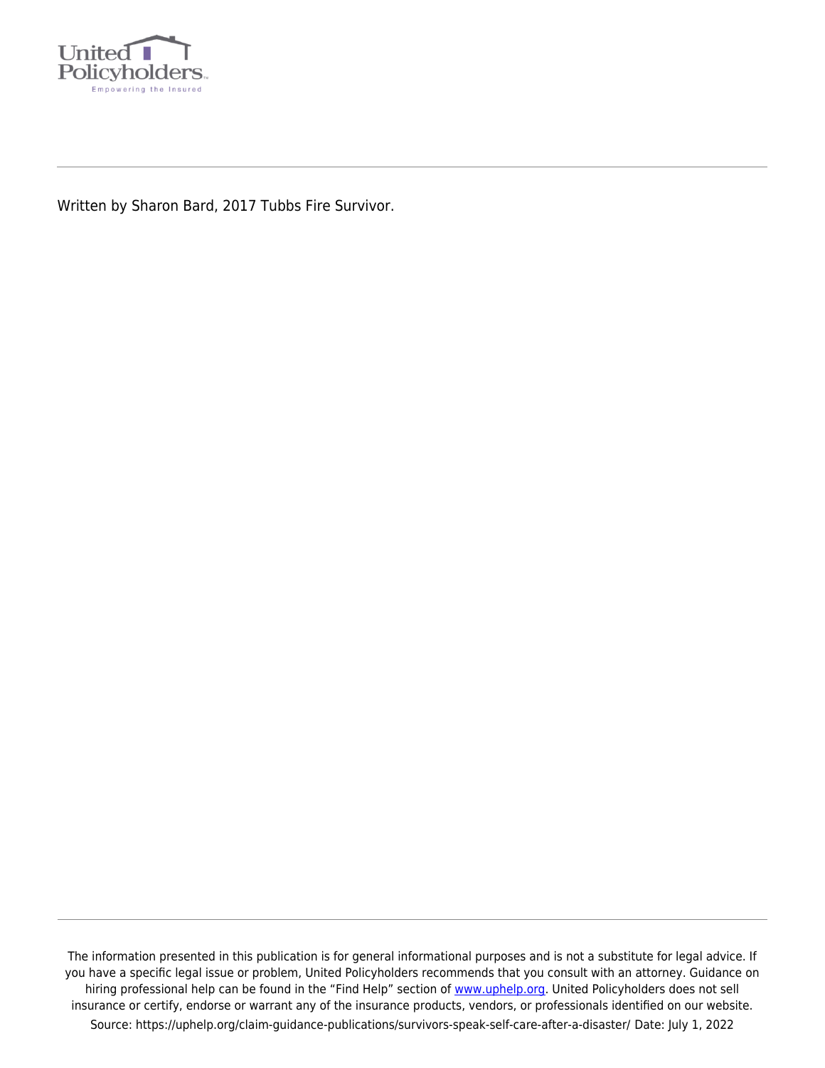Written by Sharon Bard, 2017 Tubbs Fire Survivor.